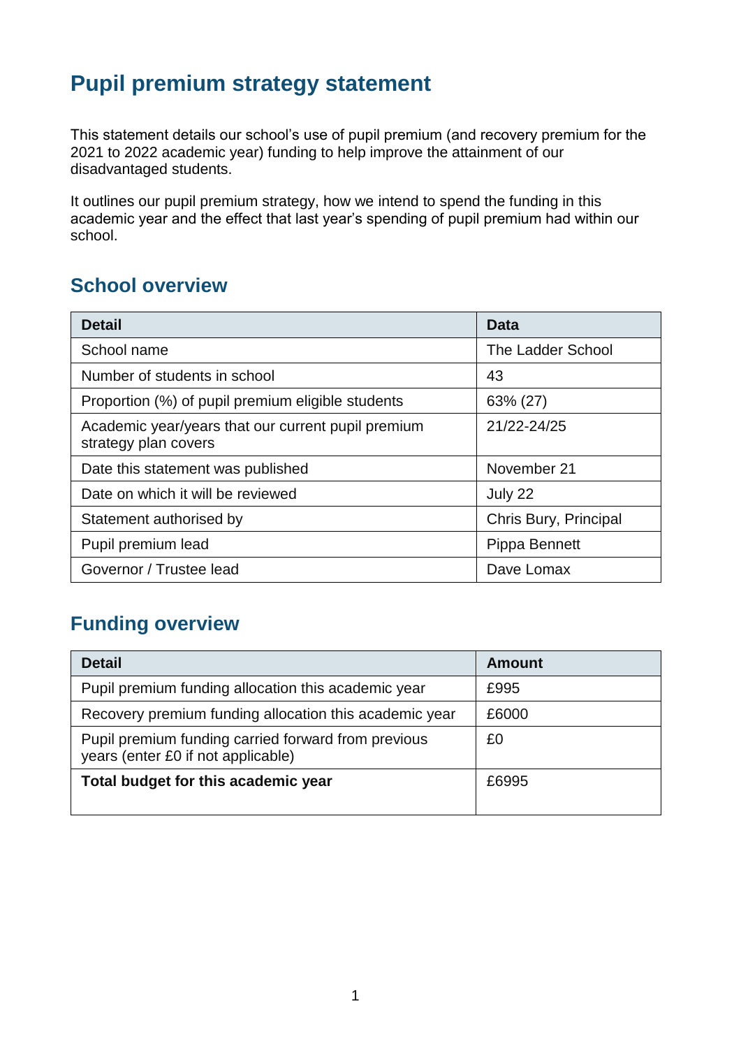# Pupil premium strategy statement

This statement details our school's use of pupil premium (and recovery premium for the 2021 to 2022 academic year) funding to help improve the attainment of our disadvantaged students.

It outlines our pupil premium strategy, how we intend to spend the funding in this academic year and the effect that last year's spending of pupil premium had within our school.

## School overview

| Detail | Data |
|---|---|
| School name | The Ladder School |
| Number of students in school | 43 |
| Proportion (%) of pupil premium eligible students | 63% (27) |
| Academic year/years that our current pupil premium strategy plan covers | 21/22-24/25 |
| Date this statement was published | November 21 |
| Date on which it will be reviewed | July 22 |
| Statement authorised by | Chris Bury, Principal |
| Pupil premium lead | Pippa Bennett |
| Governor / Trustee lead | Dave Lomax |

## Funding overview

| Detail | Amount |
|---|---|
| Pupil premium funding allocation this academic year | £995 |
| Recovery premium funding allocation this academic year | £6000 |
| Pupil premium funding carried forward from previous years (enter £0 if not applicable) | £0 |
| **Total budget for this academic year** | £6995 |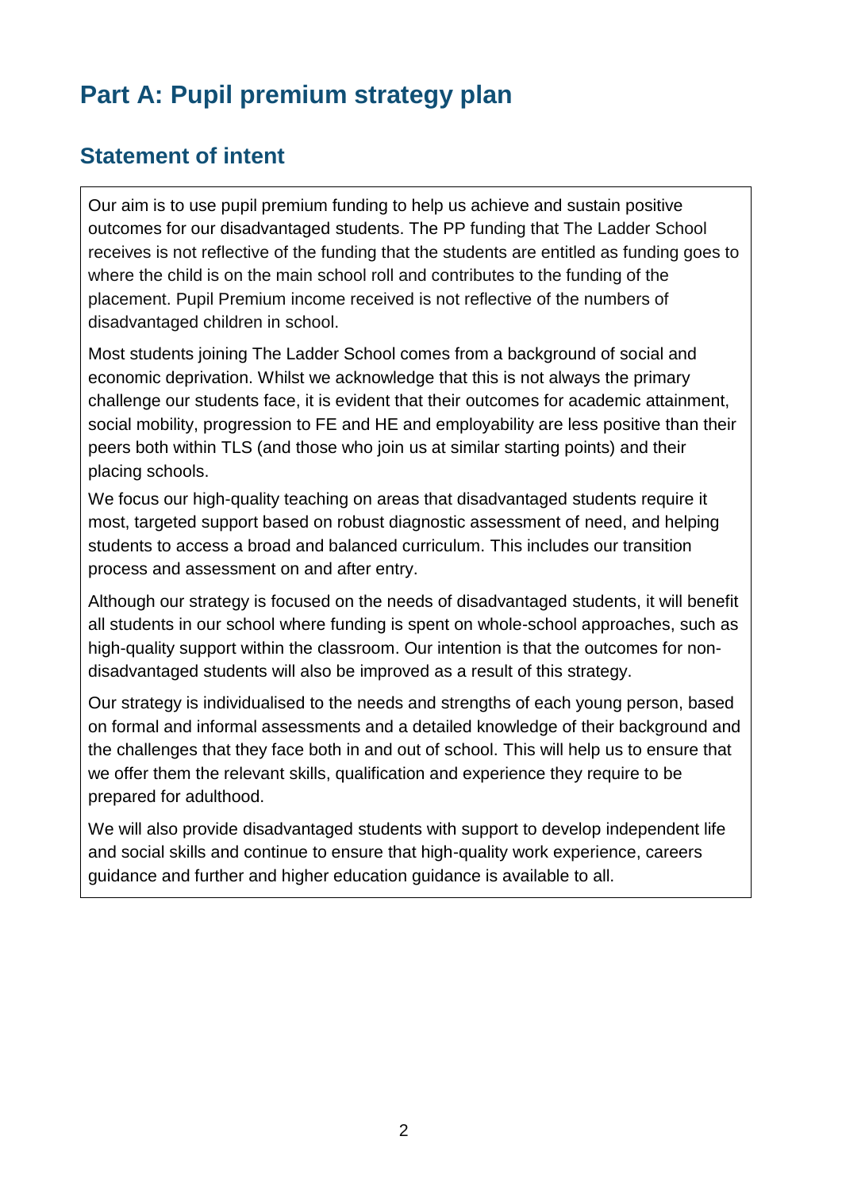# Part A: Pupil premium strategy plan

## Statement of intent

Our aim is to use pupil premium funding to help us achieve and sustain positive outcomes for our disadvantaged students. The PP funding that The Ladder School receives is not reflective of the funding that the students are entitled as funding goes to where the child is on the main school roll and contributes to the funding of the placement. Pupil Premium income received is not reflective of the numbers of disadvantaged children in school.

Most students joining The Ladder School comes from a background of social and economic deprivation. Whilst we acknowledge that this is not always the primary challenge our students face, it is evident that their outcomes for academic attainment, social mobility, progression to FE and HE and employability are less positive than their peers both within TLS (and those who join us at similar starting points) and their placing schools.

We focus our high-quality teaching on areas that disadvantaged students require it most, targeted support based on robust diagnostic assessment of need, and helping students to access a broad and balanced curriculum. This includes our transition process and assessment on and after entry.

Although our strategy is focused on the needs of disadvantaged students, it will benefit all students in our school where funding is spent on whole-school approaches, such as high-quality support within the classroom. Our intention is that the outcomes for non-disadvantaged students will also be improved as a result of this strategy.

Our strategy is individualised to the needs and strengths of each young person, based on formal and informal assessments and a detailed knowledge of their background and the challenges that they face both in and out of school. This will help us to ensure that we offer them the relevant skills, qualification and experience they require to be prepared for adulthood.

We will also provide disadvantaged students with support to develop independent life and social skills and continue to ensure that high-quality work experience, careers guidance and further and higher education guidance is available to all.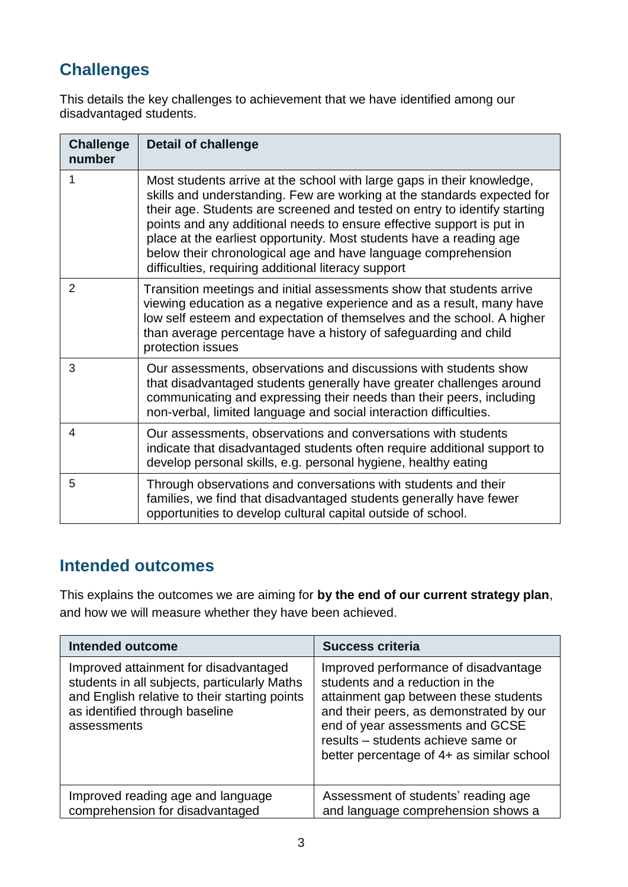## Challenges

This details the key challenges to achievement that we have identified among our disadvantaged students.

| Challenge number | Detail of challenge |
|---|---|
| 1 | Most students arrive at the school with large gaps in their knowledge, skills and understanding. Few are working at the standards expected for their age. Students are screened and tested on entry to identify starting points and any additional needs to ensure effective support is put in place at the earliest opportunity. Most students have a reading age below their chronological age and have language comprehension difficulties, requiring additional literacy support |
| 2 | Transition meetings and initial assessments show that students arrive viewing education as a negative experience and as a result, many have low self esteem and expectation of themselves and the school. A higher than average percentage have a history of safeguarding and child protection issues |
| 3 | Our assessments, observations and discussions with students show that disadvantaged students generally have greater challenges around communicating and expressing their needs than their peers, including non-verbal, limited language and social interaction difficulties. |
| 4 | Our assessments, observations and conversations with students indicate that disadvantaged students often require additional support to develop personal skills, e.g. personal hygiene, healthy eating |
| 5 | Through observations and conversations with students and their families, we find that disadvantaged students generally have fewer opportunities to develop cultural capital outside of school. |

## Intended outcomes

This explains the outcomes we are aiming for **by the end of our current strategy plan**, and how we will measure whether they have been achieved.

| Intended outcome | Success criteria |
|---|---|
| Improved attainment for disadvantaged students in all subjects, particularly Maths and English relative to their starting points as identified through baseline assessments | Improved performance of disadvantage students and a reduction in the attainment gap between these students and their peers, as demonstrated by our end of year assessments and GCSE results – students achieve same or better percentage of 4+ as similar school |
| Improved reading age and language comprehension for disadvantaged | Assessment of students' reading age and language comprehension shows a |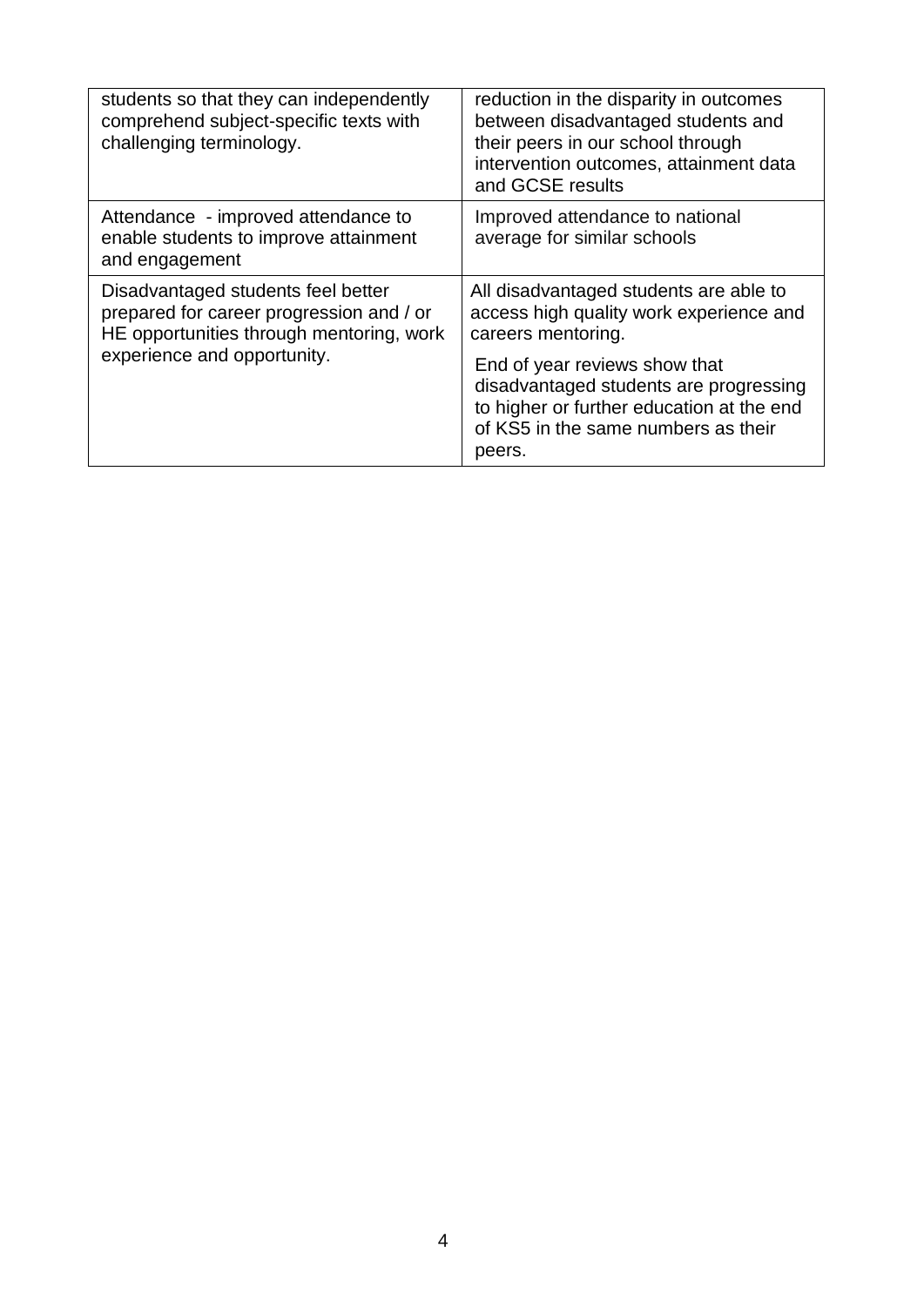| | |
|---|---|
| students so that they can independently comprehend subject-specific texts with challenging terminology. | reduction in the disparity in outcomes between disadvantaged students and their peers in our school through intervention outcomes, attainment data and GCSE results |
| Attendance - improved attendance to enable students to improve attainment and engagement | Improved attendance to national average for similar schools |
| Disadvantaged students feel better prepared for career progression and / or HE opportunities through mentoring, work experience and opportunity. | All disadvantaged students are able to access high quality work experience and careers mentoring.<br><br>End of year reviews show that disadvantaged students are progressing to higher or further education at the end of KS5 in the same numbers as their peers. |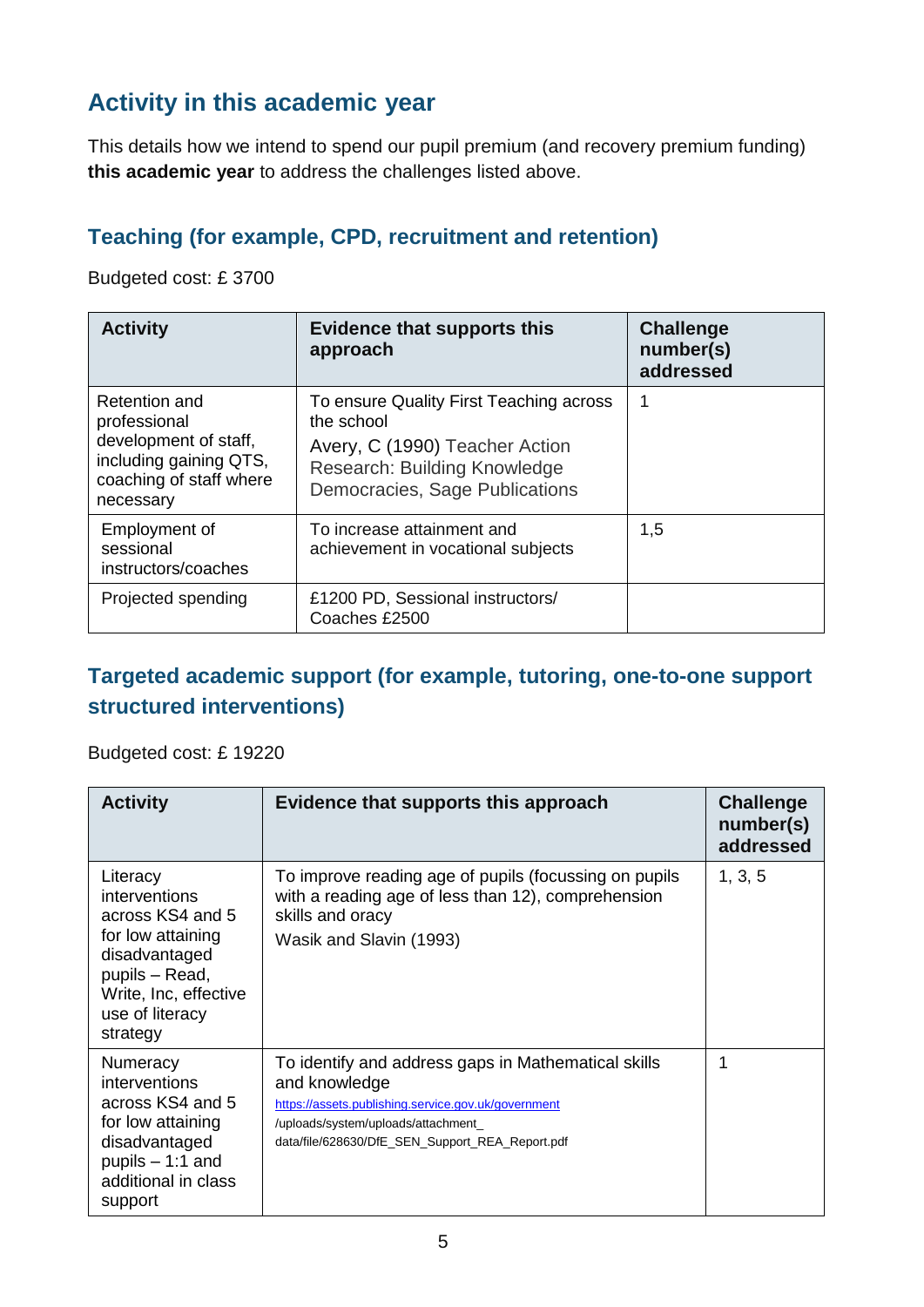## Activity in this academic year

This details how we intend to spend our pupil premium (and recovery premium funding) **this academic year** to address the challenges listed above.

### Teaching (for example, CPD, recruitment and retention)

Budgeted cost: £ 3700

| Activity | Evidence that supports this approach | Challenge number(s) addressed |
| --- | --- | --- |
| Retention and professional development of staff, including gaining QTS, coaching of staff where necessary | To ensure Quality First Teaching across the school<br>Avery, C (1990) Teacher Action Research: Building Knowledge Democracies, Sage Publications | 1 |
| Employment of sessional instructors/coaches | To increase attainment and achievement in vocational subjects | 1,5 |
| Projected spending | £1200 PD, Sessional instructors/ Coaches £2500 | |

### Targeted academic support (for example, tutoring, one-to-one support structured interventions)

Budgeted cost: £ 19220

| Activity | Evidence that supports this approach | Challenge number(s) addressed |
| --- | --- | --- |
| Literacy interventions across KS4 and 5 for low attaining disadvantaged pupils – Read, Write, Inc, effective use of literacy strategy | To improve reading age of pupils (focussing on pupils with a reading age of less than 12), comprehension skills and oracy<br>Wasik and Slavin (1993) | 1, 3, 5 |
| Numeracy interventions across KS4 and 5 for low attaining disadvantaged pupils – 1:1 and additional in class support | To identify and address gaps in Mathematical skills and knowledge<br>https://assets.publishing.service.gov.uk/government/uploads/system/uploads/attachment_data/file/628630/DfE_SEN_Support_REA_Report.pdf | 1 |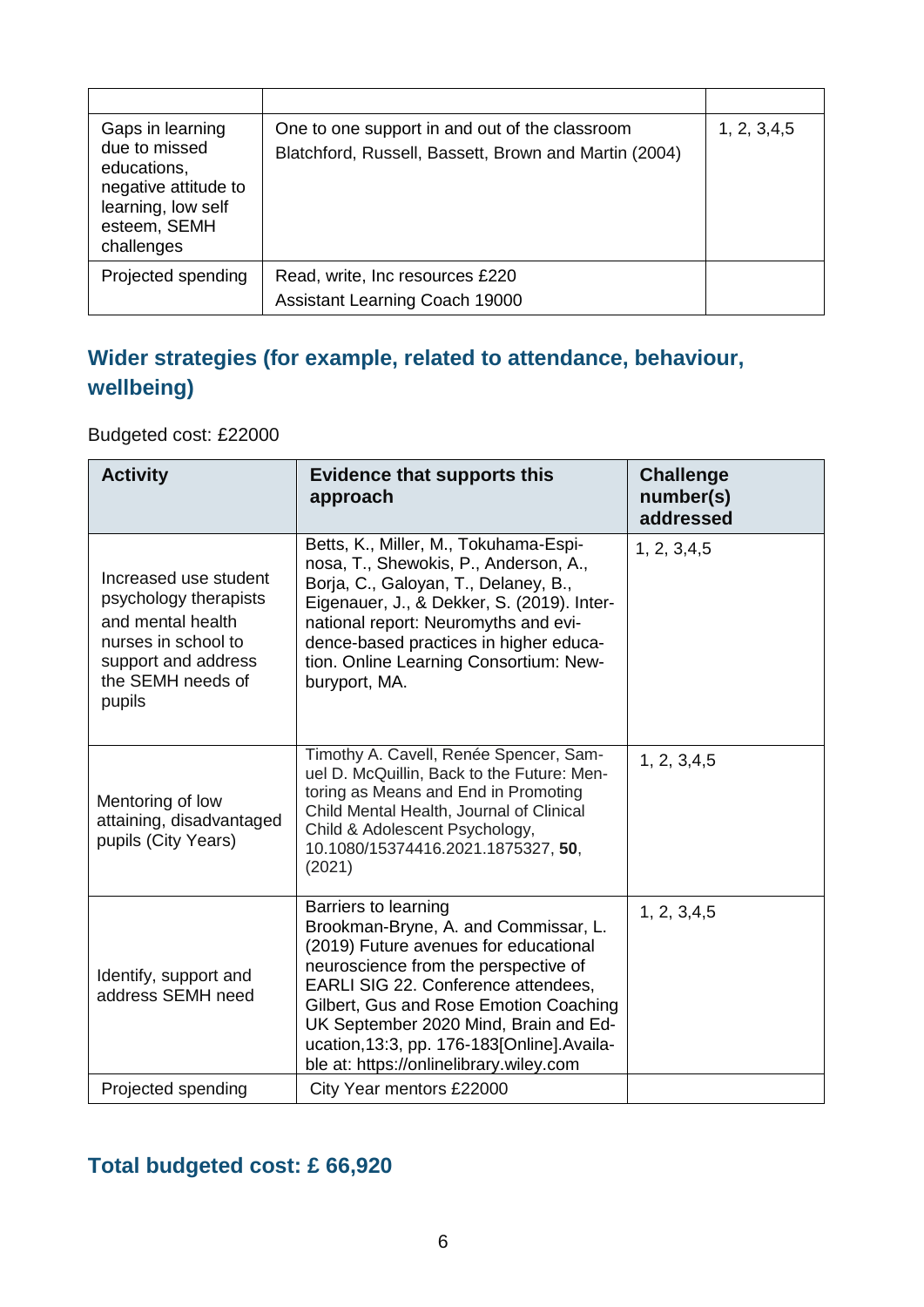| | | |
|---|---|---|
| Gaps in learning due to missed educations, negative attitude to learning, low self esteem, SEMH challenges | One to one support in and out of the classroom<br>Blatchford, Russell, Bassett, Brown and Martin (2004) | 1, 2, 3,4,5 |
| Projected spending | Read, write, Inc resources £220<br>Assistant Learning Coach 19000 | |

## Wider strategies (for example, related to attendance, behaviour, wellbeing)

Budgeted cost: £22000

| Activity | Evidence that supports this approach | Challenge number(s) addressed |
|---|---|---|
| Increased use student psychology therapists and mental health nurses in school to support and address the SEMH needs of pupils | Betts, K., Miller, M., Tokuhama-Espinosa, T., Shewokis, P., Anderson, A., Borja, C., Galoyan, T., Delaney, B., Eigenauer, J., & Dekker, S. (2019). International report: Neuromyths and evidence-based practices in higher education. Online Learning Consortium: Newburyport, MA. | 1, 2, 3,4,5 |
| Mentoring of low attaining, disadvantaged pupils (City Years) | Timothy A. Cavell, Renée Spencer, Samuel D. McQuillin, Back to the Future: Mentoring as Means and End in Promoting Child Mental Health, Journal of Clinical Child & Adolescent Psychology, 10.1080/15374416.2021.1875327, **50**, (2021) | 1, 2, 3,4,5 |
| Identify, support and address SEMH need | Barriers to learning<br>Brookman-Bryne, A. and Commissar, L. (2019) Future avenues for educational neuroscience from the perspective of EARLI SIG 22. Conference attendees, Gilbert, Gus and Rose Emotion Coaching UK September 2020 Mind, Brain and Education,13:3, pp. 176-183[Online].Available at: https://onlinelibrary.wiley.com | 1, 2, 3,4,5 |
| Projected spending | City Year mentors £22000 | |

## Total budgeted cost: £ 66,920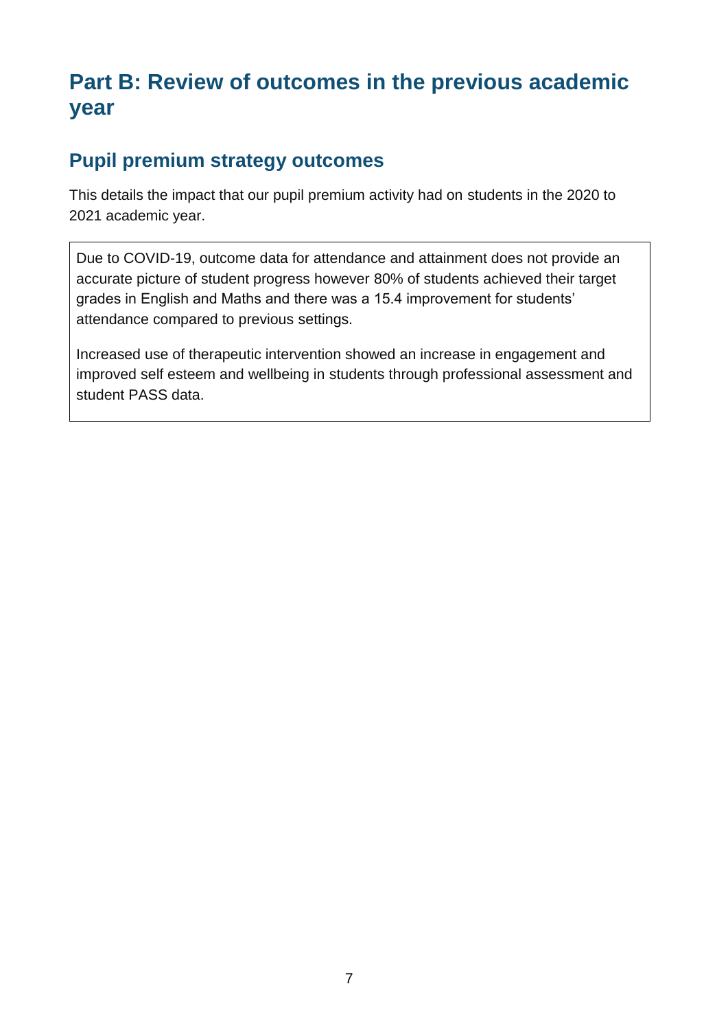# Part B: Review of outcomes in the previous academic year

## Pupil premium strategy outcomes

This details the impact that our pupil premium activity had on students in the 2020 to 2021 academic year.

Due to COVID-19, outcome data for attendance and attainment does not provide an accurate picture of student progress however 80% of students achieved their target grades in English and Maths and there was a 15.4 improvement for students' attendance compared to previous settings.

Increased use of therapeutic intervention showed an increase in engagement and improved self esteem and wellbeing in students through professional assessment and student PASS data.